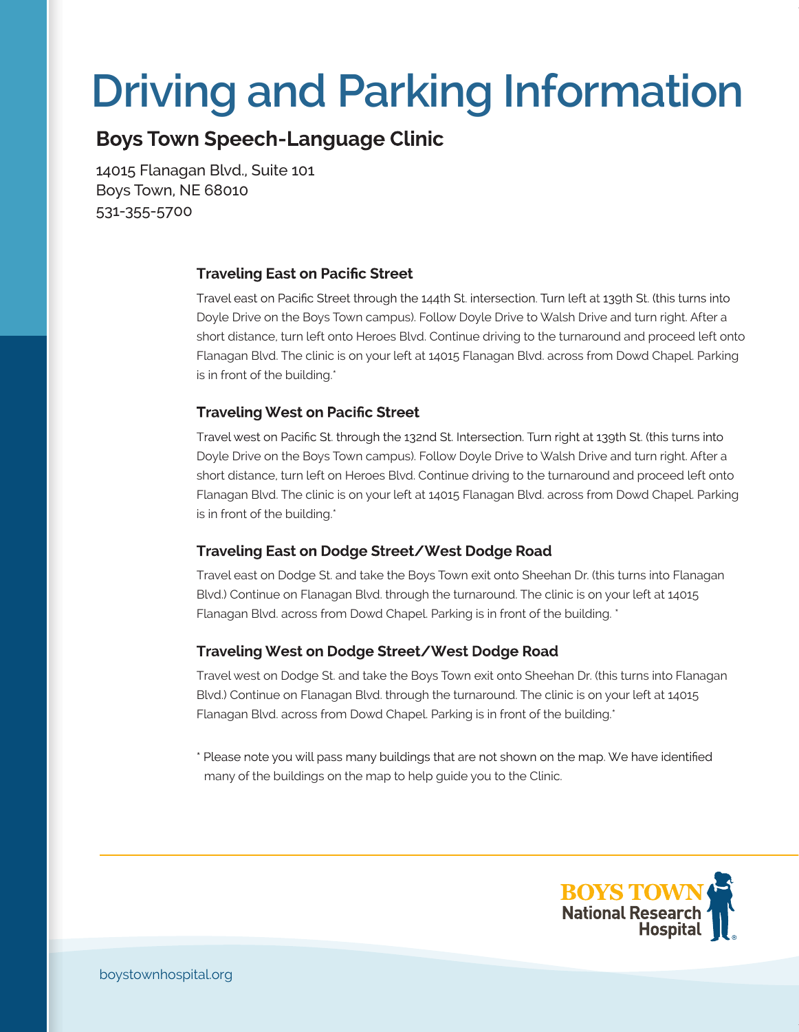# Driving and Parking Information

## Boys Town Speech-Language Clinic

14015 Flanagan Blvd., Suite 101
Boys Town, NE 68010
531-355-5700

### Traveling East on Pacific Street

Travel east on Pacific Street through the 144th St. intersection. Turn left at 139th St. (this turns into Doyle Drive on the Boys Town campus). Follow Doyle Drive to Walsh Drive and turn right. After a short distance, turn left onto Heroes Blvd. Continue driving to the turnaround and proceed left onto Flanagan Blvd. The clinic is on your left at 14015 Flanagan Blvd. across from Dowd Chapel. Parking is in front of the building.*

### Traveling West on Pacific Street

Travel west on Pacific St. through the 132nd St. Intersection. Turn right at 139th St. (this turns into Doyle Drive on the Boys Town campus). Follow Doyle Drive to Walsh Drive and turn right. After a short distance, turn left on Heroes Blvd. Continue driving to the turnaround and proceed left onto Flanagan Blvd. The clinic is on your left at 14015 Flanagan Blvd. across from Dowd Chapel. Parking is in front of the building.*

### Traveling East on Dodge Street/West Dodge Road

Travel east on Dodge St. and take the Boys Town exit onto Sheehan Dr. (this turns into Flanagan Blvd.) Continue on Flanagan Blvd. through the turnaround. The clinic is on your left at 14015 Flanagan Blvd. across from Dowd Chapel. Parking is in front of the building. *

### Traveling West on Dodge Street/West Dodge Road

Travel west on Dodge St. and take the Boys Town exit onto Sheehan Dr. (this turns into Flanagan Blvd.) Continue on Flanagan Blvd. through the turnaround. The clinic is on your left at 14015 Flanagan Blvd. across from Dowd Chapel. Parking is in front of the building.*

* Please note you will pass many buildings that are not shown on the map. We have identified many of the buildings on the map to help guide you to the Clinic.

BOYS TOWN National Research Hospital

boystownhospital.org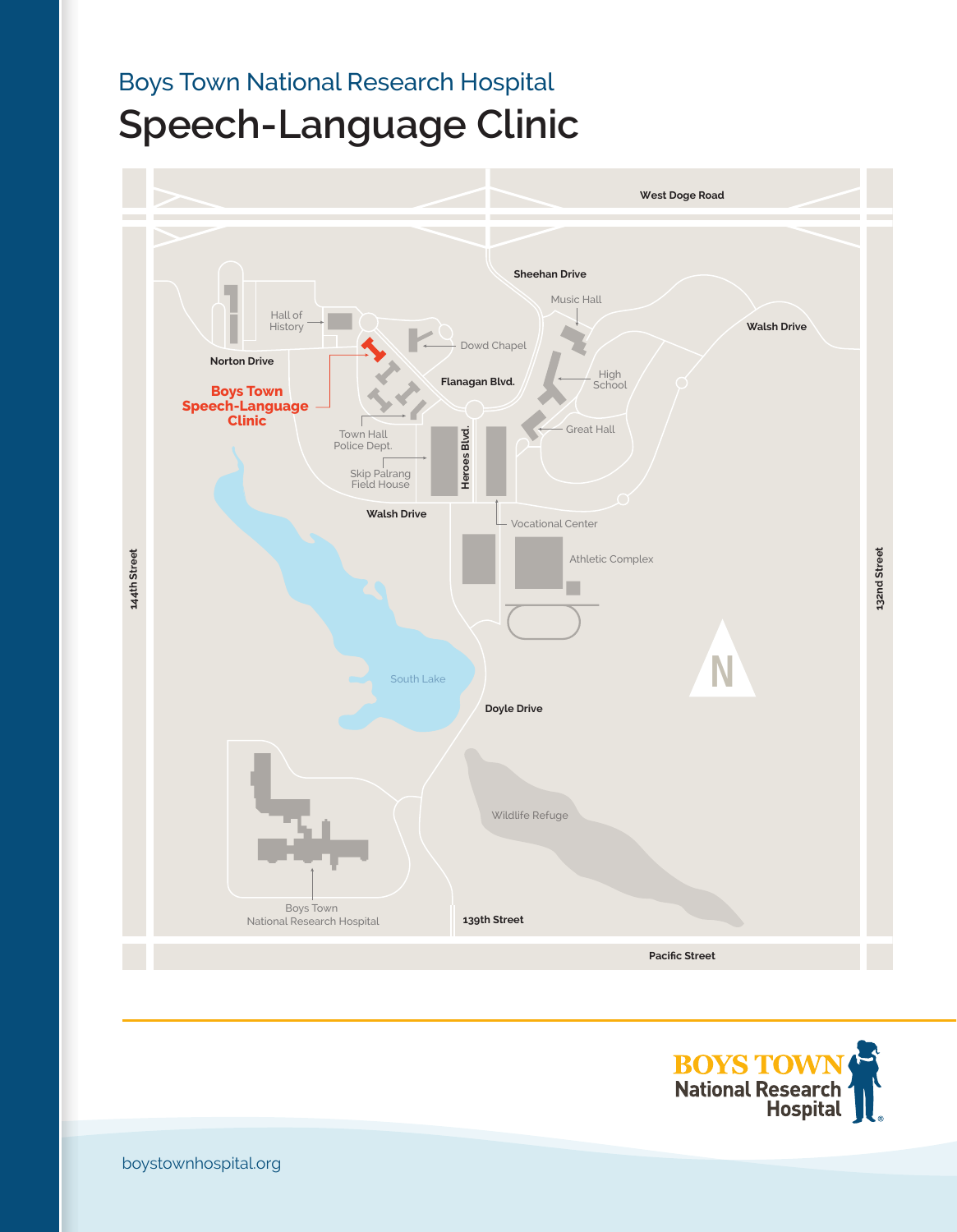Boys Town National Research Hospital

# Speech-Language Clinic

West Doge Road

Sheehan Drive

Music Hall

Walsh Drive

Hall of History

Dowd Chapel

Norton Drive

Flanagan Blvd.

High School

Boys Town Speech-Language Clinic

Great Hall

Town Hall Police Dept.

Heroes Blvd.

Skip Palrang Field House

Walsh Drive

Vocational Center

Athletic Complex

144th Street

132nd Street

N

South Lake

Doyle Drive

Wildlife Refuge

Boys Town National Research Hospital

139th Street

Pacific Street

BOYS TOWN National Research Hospital

boystownhospital.org